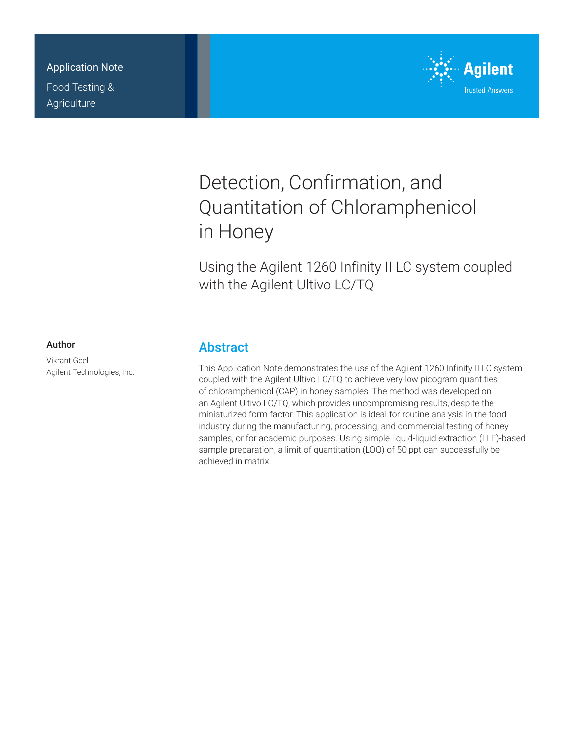Application Note

Food Testing & Agriculture

Agilent

Trusted Answers

# Detection, Confirmation, and Quantitation of Chloramphenicol in Honey

## Using the Agilent 1260 Infinity II LC system coupled with the Agilent Ultivo LC/TQ

### Author

Vikrant Goel
Agilent Technologies, Inc.

## Abstract

This Application Note demonstrates the use of the Agilent 1260 Infinity II LC system coupled with the Agilent Ultivo LC/TQ to achieve very low picogram quantities of chloramphenicol (CAP) in honey samples. The method was developed on an Agilent Ultivo LC/TQ, which provides uncompromising results, despite the miniaturized form factor. This application is ideal for routine analysis in the food industry during the manufacturing, processing, and commercial testing of honey samples, or for academic purposes. Using simple liquid-liquid extraction (LLE)-based sample preparation, a limit of quantitation (LOQ) of 50 ppt can successfully be achieved in matrix.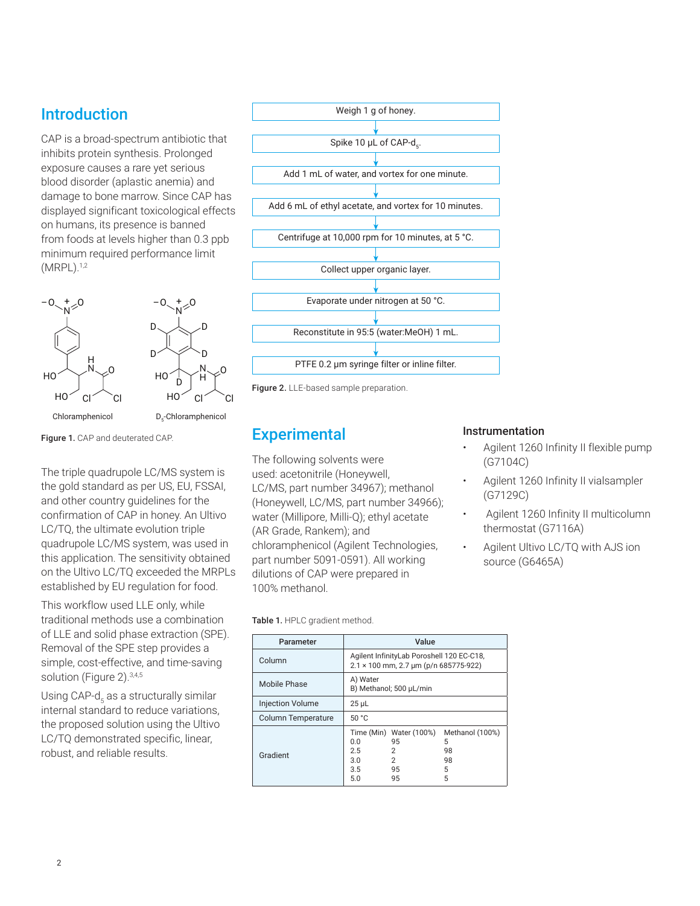## Introduction

CAP is a broad-spectrum antibiotic that inhibits protein synthesis. Prolonged exposure causes a rare yet serious blood disorder (aplastic anemia) and damage to bone marrow. Since CAP has displayed significant toxicological effects on humans, its presence is banned from foods at levels higher than 0.3 ppb minimum required performance limit (MRPL).[1,2]

Chloramphenicol    $D_5$-Chloramphenicol

**Figure 1.** CAP and deuterated CAP.

The triple quadrupole LC/MS system is the gold standard as per US, EU, FSSAI, and other country guidelines for the confirmation of CAP in honey. An Ultivo LC/TQ, the ultimate evolution triple quadrupole LC/MS system, was used in this application. The sensitivity obtained on the Ultivo LC/TQ exceeded the MRPLs established by EU regulation for food.

This workflow used LLE only, while traditional methods use a combination of LLE and solid phase extraction (SPE). Removal of the SPE step provides a simple, cost-effective, and time-saving solution (Figure 2).[3,4,5]

Using CAP-$d_5$ as a structurally similar internal standard to reduce variations, the proposed solution using the Ultivo LC/TQ demonstrated specific, linear, robust, and reliable results.

Weigh 1 g of honey.
↓
Spike 10 µL of CAP-$d_5$.
↓
Add 1 mL of water, and vortex for one minute.
↓
Add 6 mL of ethyl acetate, and vortex for 10 minutes.
↓
Centrifuge at 10,000 rpm for 10 minutes, at 5 °C.
↓
Collect upper organic layer.
↓
Evaporate under nitrogen at 50 °C.
↓
Reconstitute in 95:5 (water:MeOH) 1 mL.
↓
PTFE 0.2 µm syringe filter or inline filter.

**Figure 2.** LLE-based sample preparation.

## Experimental

The following solvents were used: acetonitrile (Honeywell, LC/MS, part number 34967); methanol (Honeywell, LC/MS, part number 34966); water (Millipore, Milli-Q); ethyl acetate (AR Grade, Rankem); and chloramphenicol (Agilent Technologies, part number 5091-0591). All working dilutions of CAP were prepared in 100% methanol.

### Instrumentation

- Agilent 1260 Infinity II flexible pump (G7104C)
- Agilent 1260 Infinity II vialsampler (G7129C)
- Agilent 1260 Infinity II multicolumn thermostat (G7116A)
- Agilent Ultivo LC/TQ with AJS ion source (G6465A)

**Table 1.** HPLC gradient method.

| Parameter | Value | | |
|---|---|---|---|
| Column | Agilent InfinityLab Poroshell 120 EC-C18, 2.1 × 100 mm, 2.7 µm (p/n 685775-922) | | |
| Mobile Phase | A) Water<br>B) Methanol; 500 µL/min | | |
| Injection Volume | 25 µL | | |
| Column Temperature | 50 °C | | |
| Gradient | Time (Min) | Water (100%) | Methanol (100%) |
| | 0.0 | 95 | 5 |
| | 2.5 | 2 | 98 |
| | 3.0 | 2 | 98 |
| | 3.5 | 95 | 5 |
| | 5.0 | 95 | 5 |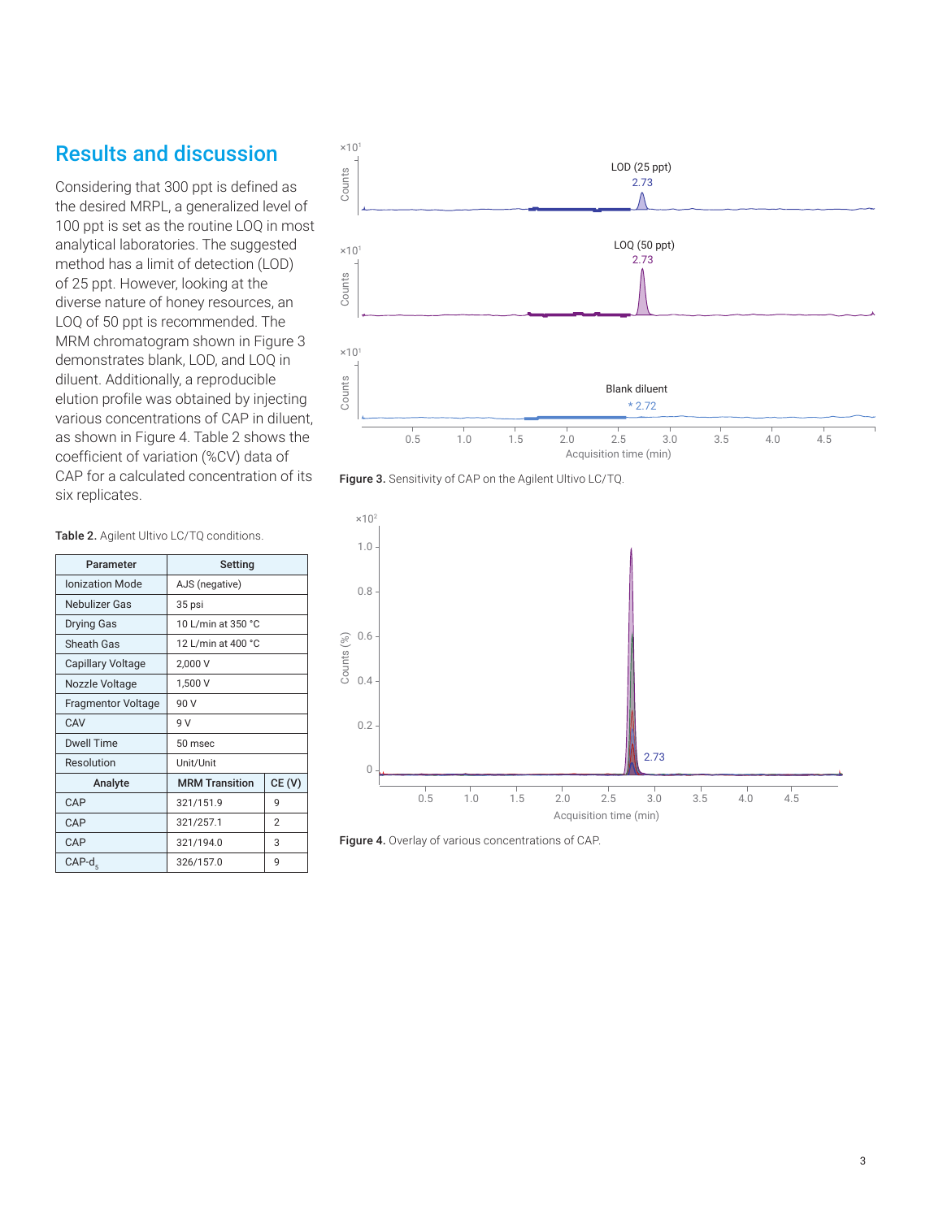## Results and discussion

Considering that 300 ppt is defined as the desired MRPL, a generalized level of 100 ppt is set as the routine LOQ in most analytical laboratories. The suggested method has a limit of detection (LOD) of 25 ppt. However, looking at the diverse nature of honey resources, an LOQ of 50 ppt is recommended. The MRM chromatogram shown in Figure 3 demonstrates blank, LOD, and LOQ in diluent. Additionally, a reproducible elution profile was obtained by injecting various concentrations of CAP in diluent, as shown in Figure 4. Table 2 shows the coefficient of variation (%CV) data of CAP for a calculated concentration of its six replicates.

**Table 2.** Agilent Ultivo LC/TQ conditions.

| Parameter | Setting | |
|---|---|---|
| Ionization Mode | AJS (negative) | |
| Nebulizer Gas | 35 psi | |
| Drying Gas | 10 L/min at 350 °C | |
| Sheath Gas | 12 L/min at 400 °C | |
| Capillary Voltage | 2,000 V | |
| Nozzle Voltage | 1,500 V | |
| Fragmentor Voltage | 90 V | |
| CAV | 9 V | |
| Dwell Time | 50 msec | |
| Resolution | Unit/Unit | |
| **Analyte** | **MRM Transition** | **CE (V)** |
| CAP | 321/151.9 | 9 |
| CAP | 321/257.1 | 2 |
| CAP | 321/194.0 | 3 |
| CAP-$d_5$ | 326/157.0 | 9 |

**Figure 3.** Sensitivity of CAP on the Agilent Ultivo LC/TQ.

**Figure 4.** Overlay of various concentrations of CAP.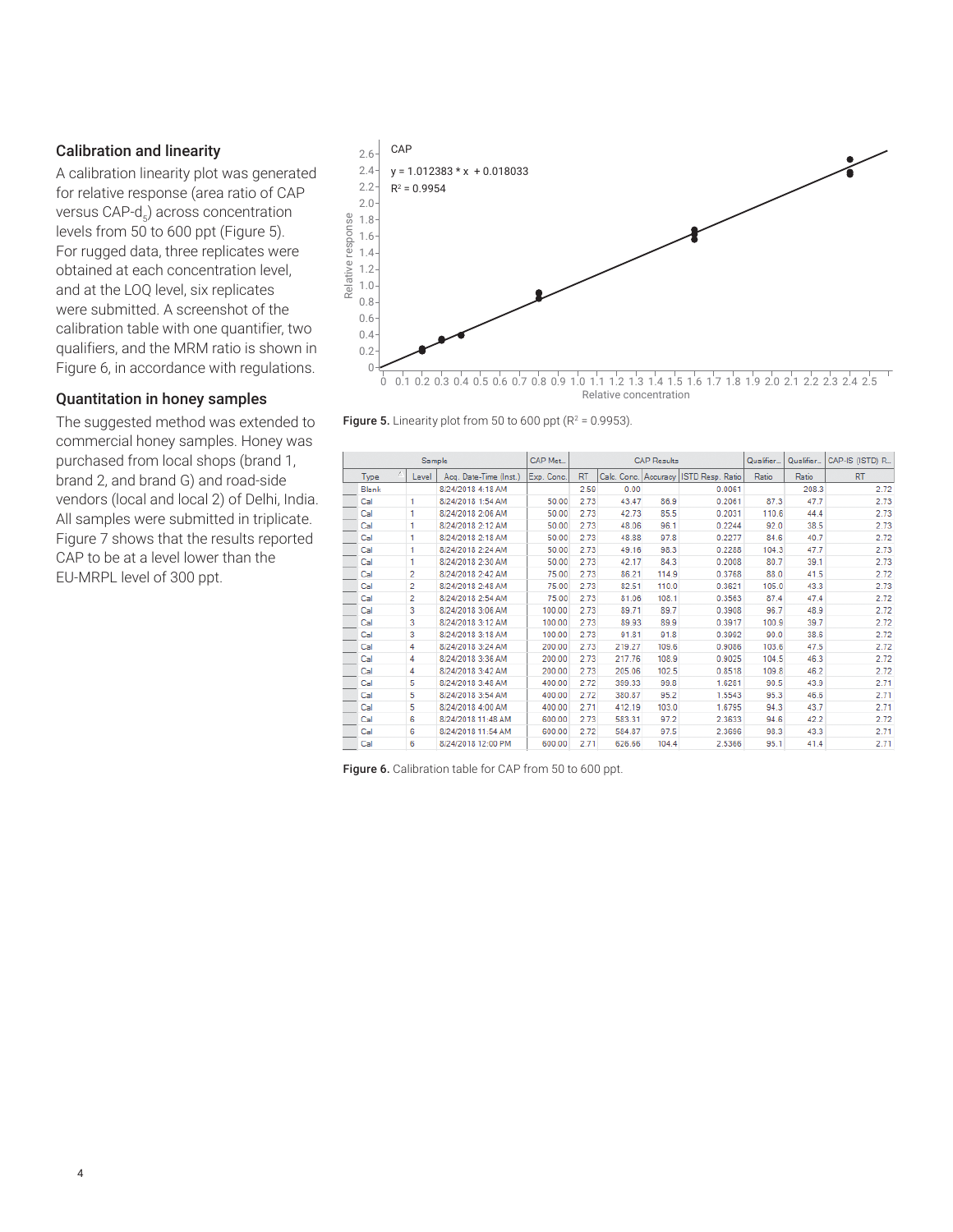## Calibration and linearity

A calibration linearity plot was generated for relative response (area ratio of CAP versus CAP-$d_5$) across concentration levels from 50 to 600 ppt (Figure 5). For rugged data, three replicates were obtained at each concentration level, and at the LOQ level, six replicates were submitted. A screenshot of the calibration table with one quantifier, two qualifiers, and the MRM ratio is shown in Figure 6, in accordance with regulations.

## Quantitation in honey samples

The suggested method was extended to commercial honey samples. Honey was purchased from local shops (brand 1, brand 2, and brand G) and road-side vendors (local and local 2) of Delhi, India. All samples were submitted in triplicate. Figure 7 shows that the results reported CAP to be at a level lower than the EU-MRPL level of 300 ppt.

CAP

$y = 1.012383 * x + 0.018033$

$R^2 = 0.9954$

**Figure 5.** Linearity plot from 50 to 600 ppt ($R^2 = 0.9953$).

| Sample | | | CAP Met... | CAP Results | | | | Qualifier... | Qualifier... | CAP-IS (ISTD) R... |
|---|---|---|---|---|---|---|---|---|---|---|
| Type | Level | Acq. Date-Time (Inst.) | Exp. Conc. | RT | Calc. Conc. | Accuracy | ISTD Resp. Ratio | Ratio | Ratio | RT |
| Blank | | 8/24/2018 4:18 AM | | 2.50 | 0.00 | | 0.0061 | | 208.3 | 2.72 |
| Cal | 1 | 8/24/2018 1:54 AM | 50.00 | 2.73 | 43.47 | 86.9 | 0.2061 | 87.3 | 47.7 | 2.73 |
| Cal | 1 | 8/24/2018 2:06 AM | 50.00 | 2.73 | 42.73 | 85.5 | 0.2031 | 110.6 | 44.4 | 2.73 |
| Cal | 1 | 8/24/2018 2:12 AM | 50.00 | 2.73 | 48.06 | 96.1 | 0.2244 | 92.0 | 38.5 | 2.73 |
| Cal | 1 | 8/24/2018 2:18 AM | 50.00 | 2.73 | 48.88 | 97.8 | 0.2277 | 84.6 | 40.7 | 2.72 |
| Cal | 1 | 8/24/2018 2:24 AM | 50.00 | 2.73 | 49.16 | 98.3 | 0.2288 | 104.3 | 47.7 | 2.73 |
| Cal | 1 | 8/24/2018 2:30 AM | 50.00 | 2.73 | 42.17 | 84.3 | 0.2008 | 80.7 | 39.1 | 2.73 |
| Cal | 2 | 8/24/2018 2:42 AM | 75.00 | 2.73 | 86.21 | 114.9 | 0.3768 | 88.0 | 41.5 | 2.72 |
| Cal | 2 | 8/24/2018 2:48 AM | 75.00 | 2.73 | 82.51 | 110.0 | 0.3621 | 105.0 | 43.3 | 2.73 |
| Cal | 2 | 8/24/2018 2:54 AM | 75.00 | 2.73 | 81.06 | 108.1 | 0.3563 | 87.4 | 47.4 | 2.72 |
| Cal | 3 | 8/24/2018 3:06 AM | 100.00 | 2.73 | 89.71 | 89.7 | 0.3908 | 96.7 | 48.9 | 2.72 |
| Cal | 3 | 8/24/2018 3:12 AM | 100.00 | 2.73 | 89.93 | 89.9 | 0.3917 | 100.9 | 39.7 | 2.72 |
| Cal | 3 | 8/24/2018 3:18 AM | 100.00 | 2.73 | 91.81 | 91.8 | 0.3992 | 90.0 | 38.6 | 2.72 |
| Cal | 4 | 8/24/2018 3:24 AM | 200.00 | 2.73 | 219.27 | 109.6 | 0.9086 | 103.6 | 47.5 | 2.72 |
| Cal | 4 | 8/24/2018 3:36 AM | 200.00 | 2.73 | 217.76 | 108.9 | 0.9025 | 104.5 | 46.3 | 2.72 |
| Cal | 4 | 8/24/2018 3:42 AM | 200.00 | 2.73 | 205.06 | 102.5 | 0.8518 | 109.8 | 46.2 | 2.72 |
| Cal | 5 | 8/24/2018 3:48 AM | 400.00 | 2.72 | 399.33 | 99.8 | 1.6281 | 90.5 | 43.9 | 2.71 |
| Cal | 5 | 8/24/2018 3:54 AM | 400.00 | 2.72 | 380.87 | 95.2 | 1.5543 | 95.3 | 46.6 | 2.71 |
| Cal | 5 | 8/24/2018 4:00 AM | 400.00 | 2.71 | 412.19 | 103.0 | 1.6795 | 94.3 | 43.7 | 2.71 |
| Cal | 6 | 8/24/2018 11:48 AM | 600.00 | 2.73 | 583.31 | 97.2 | 2.3633 | 94.6 | 42.2 | 2.72 |
| Cal | 6 | 8/24/2018 11:54 AM | 600.00 | 2.72 | 584.87 | 97.5 | 2.3686 | 98.3 | 43.3 | 2.71 |
| Cal | 6 | 8/24/2018 12:00 PM | 600.00 | 2.71 | 626.66 | 104.4 | 2.5366 | 95.1 | 41.4 | 2.71 |

**Figure 6.** Calibration table for CAP from 50 to 600 ppt.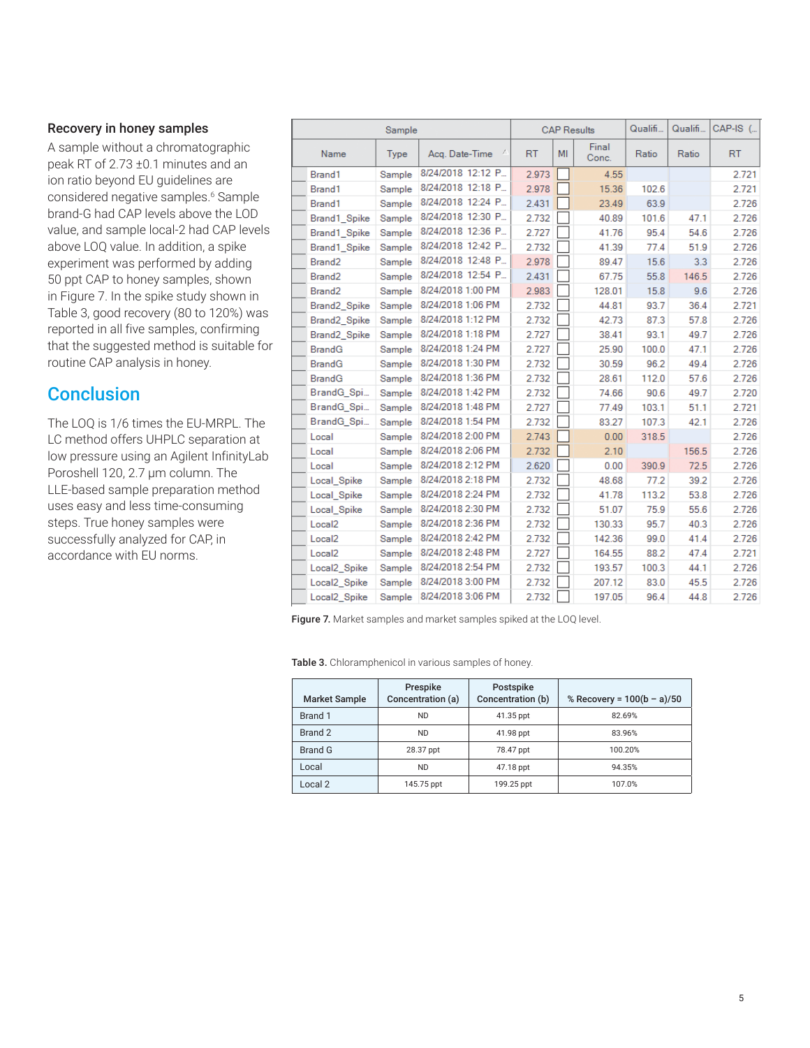### Recovery in honey samples

A sample without a chromatographic peak RT of 2.73 ±0.1 minutes and an ion ratio beyond EU guidelines are considered negative samples.[6] Sample brand-G had CAP levels above the LOD value, and sample local-2 had CAP levels above LOQ value. In addition, a spike experiment was performed by adding 50 ppt CAP to honey samples, shown in Figure 7. In the spike study shown in Table 3, good recovery (80 to 120%) was reported in all five samples, confirming that the suggested method is suitable for routine CAP analysis in honey.

## Conclusion

The LOQ is 1/6 times the EU-MRPL. The LC method offers UHPLC separation at low pressure using an Agilent InfinityLab Poroshell 120, 2.7 µm column. The LLE-based sample preparation method uses easy and less time-consuming steps. True honey samples were successfully analyzed for CAP, in accordance with EU norms.

| Sample | | | CAP Results | | | Qualifi... | Qualifi... | CAP-IS (... |
|---|---|---|---|---|---|---|---|---|
| Name | Type | Acq. Date-Time | RT | MI | Final Conc. | Ratio | Ratio | RT |
| Brand1 | Sample | 8/24/2018 12:12 P... | 2.973 | | 4.55 | | | 2.721 |
| Brand1 | Sample | 8/24/2018 12:18 P... | 2.978 | | 15.36 | 102.6 | | 2.721 |
| Brand1 | Sample | 8/24/2018 12:24 P... | 2.431 | | 23.49 | 63.9 | | 2.726 |
| Brand1_Spike | Sample | 8/24/2018 12:30 P... | 2.732 | | 40.89 | 101.6 | 47.1 | 2.726 |
| Brand1_Spike | Sample | 8/24/2018 12:36 P... | 2.727 | | 41.76 | 95.4 | 54.6 | 2.726 |
| Brand1_Spike | Sample | 8/24/2018 12:42 P... | 2.732 | | 41.39 | 77.4 | 51.9 | 2.726 |
| Brand2 | Sample | 8/24/2018 12:48 P... | 2.978 | | 89.47 | 15.6 | 3.3 | 2.726 |
| Brand2 | Sample | 8/24/2018 12:54 P... | 2.431 | | 67.75 | 55.8 | 146.5 | 2.726 |
| Brand2 | Sample | 8/24/2018 1:00 PM | 2.983 | | 128.01 | 15.8 | 9.6 | 2.726 |
| Brand2_Spike | Sample | 8/24/2018 1:06 PM | 2.732 | | 44.81 | 93.7 | 36.4 | 2.721 |
| Brand2_Spike | Sample | 8/24/2018 1:12 PM | 2.732 | | 42.73 | 87.3 | 57.8 | 2.726 |
| Brand2_Spike | Sample | 8/24/2018 1:18 PM | 2.727 | | 38.41 | 93.1 | 49.7 | 2.726 |
| BrandG | Sample | 8/24/2018 1:24 PM | 2.727 | | 25.90 | 100.0 | 47.1 | 2.726 |
| BrandG | Sample | 8/24/2018 1:30 PM | 2.732 | | 30.59 | 96.2 | 49.4 | 2.726 |
| BrandG | Sample | 8/24/2018 1:36 PM | 2.732 | | 28.61 | 112.0 | 57.6 | 2.726 |
| BrandG_Spi... | Sample | 8/24/2018 1:42 PM | 2.732 | | 74.66 | 90.6 | 49.7 | 2.720 |
| BrandG_Spi... | Sample | 8/24/2018 1:48 PM | 2.727 | | 77.49 | 103.1 | 51.1 | 2.721 |
| BrandG_Spi... | Sample | 8/24/2018 1:54 PM | 2.732 | | 83.27 | 107.3 | 42.1 | 2.726 |
| Local | Sample | 8/24/2018 2:00 PM | 2.743 | | 0.00 | 318.5 | | 2.726 |
| Local | Sample | 8/24/2018 2:06 PM | 2.732 | | 2.10 | | 156.5 | 2.726 |
| Local | Sample | 8/24/2018 2:12 PM | 2.620 | | 0.00 | 390.9 | 72.5 | 2.726 |
| Local_Spike | Sample | 8/24/2018 2:18 PM | 2.732 | | 48.68 | 77.2 | 39.2 | 2.726 |
| Local_Spike | Sample | 8/24/2018 2:24 PM | 2.732 | | 41.78 | 113.2 | 53.8 | 2.726 |
| Local_Spike | Sample | 8/24/2018 2:30 PM | 2.732 | | 51.07 | 75.9 | 55.6 | 2.726 |
| Local2 | Sample | 8/24/2018 2:36 PM | 2.732 | | 130.33 | 95.7 | 40.3 | 2.726 |
| Local2 | Sample | 8/24/2018 2:42 PM | 2.732 | | 142.36 | 99.0 | 41.4 | 2.726 |
| Local2 | Sample | 8/24/2018 2:48 PM | 2.727 | | 164.55 | 88.2 | 47.4 | 2.721 |
| Local2_Spike | Sample | 8/24/2018 2:54 PM | 2.732 | | 193.57 | 100.3 | 44.1 | 2.726 |
| Local2_Spike | Sample | 8/24/2018 3:00 PM | 2.732 | | 207.12 | 83.0 | 45.5 | 2.726 |
| Local2_Spike | Sample | 8/24/2018 3:06 PM | 2.732 | | 197.05 | 96.4 | 44.8 | 2.726 |

**Figure 7.** Market samples and market samples spiked at the LOQ level.

**Table 3.** Chloramphenicol in various samples of honey.

| Market Sample | Prespike Concentration (a) | Postspike Concentration (b) | % Recovery = 100(b – a)/50 |
|---|---|---|---|
| Brand 1 | ND | 41.35 ppt | 82.69% |
| Brand 2 | ND | 41.98 ppt | 83.96% |
| Brand G | 28.37 ppt | 78.47 ppt | 100.20% |
| Local | ND | 47.18 ppt | 94.35% |
| Local 2 | 145.75 ppt | 199.25 ppt | 107.0% |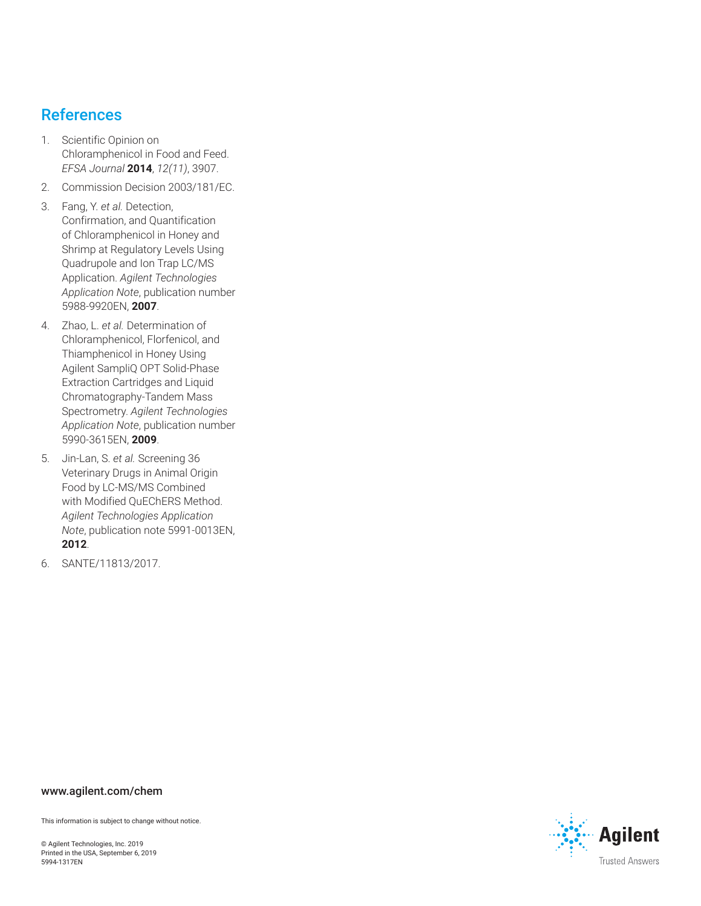## References

1. Scientific Opinion on Chloramphenicol in Food and Feed. *EFSA Journal* **2014**, *12(11)*, 3907.
2. Commission Decision 2003/181/EC.
3. Fang, Y. *et al.* Detection, Confirmation, and Quantification of Chloramphenicol in Honey and Shrimp at Regulatory Levels Using Quadrupole and Ion Trap LC/MS Application. *Agilent Technologies Application Note*, publication number 5988-9920EN, **2007**.
4. Zhao, L. *et al.* Determination of Chloramphenicol, Florfenicol, and Thiamphenicol in Honey Using Agilent SampliQ OPT Solid-Phase Extraction Cartridges and Liquid Chromatography-Tandem Mass Spectrometry. *Agilent Technologies Application Note*, publication number 5990-3615EN, **2009**.
5. Jin-Lan, S. *et al.* Screening 36 Veterinary Drugs in Animal Origin Food by LC-MS/MS Combined with Modified QuEChERS Method. *Agilent Technologies Application Note*, publication note 5991-0013EN, **2012**.
6. SANTE/11813/2017.

www.agilent.com/chem

This information is subject to change without notice.

© Agilent Technologies, Inc. 2019
Printed in the USA, September 6, 2019
5994-1317EN

Agilent
Trusted Answers